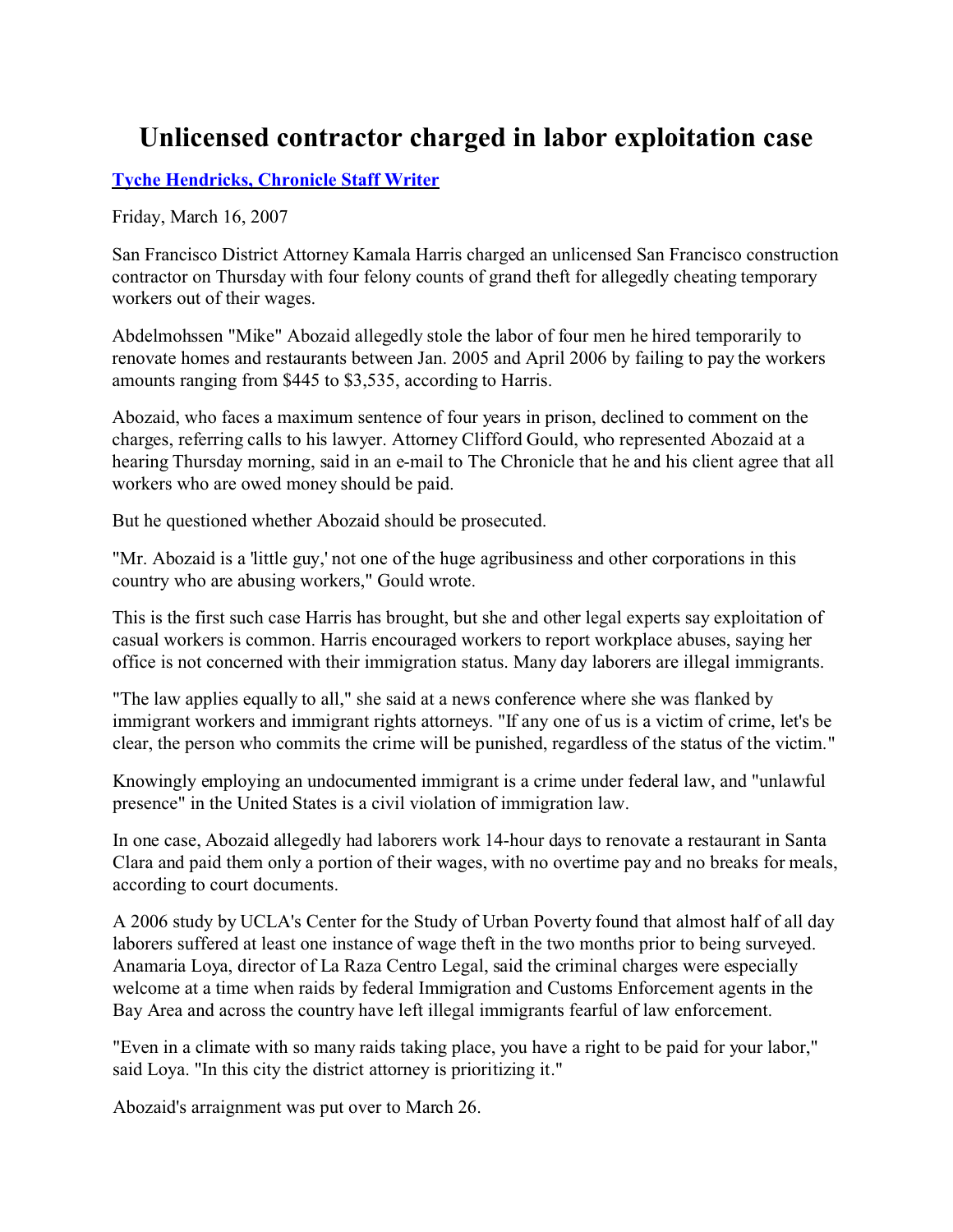# Unlicensed contractor charged in labor exploitation case

**Tyche Hendricks, Chronicle Staff Writer**

Friday, March 16, 2007

San Francisco District Attorney Kamala Harris charged an unlicensed San Francisco construction contractor on Thursday with four felony counts of grand theft for allegedly cheating temporary workers out of their wages.

Abdelmohssen "Mike" Abozaid allegedly stole the labor of four men he hired temporarily to renovate homes and restaurants between Jan. 2005 and April 2006 by failing to pay the workers amounts ranging from $445 to $3,535, according to Harris.

Abozaid, who faces a maximum sentence of four years in prison, declined to comment on the charges, referring calls to his lawyer. Attorney Clifford Gould, who represented Abozaid at a hearing Thursday morning, said in an e-mail to The Chronicle that he and his client agree that all workers who are owed money should be paid.

But he questioned whether Abozaid should be prosecuted.

"Mr. Abozaid is a 'little guy,' not one of the huge agribusiness and other corporations in this country who are abusing workers," Gould wrote.

This is the first such case Harris has brought, but she and other legal experts say exploitation of casual workers is common. Harris encouraged workers to report workplace abuses, saying her office is not concerned with their immigration status. Many day laborers are illegal immigrants.

"The law applies equally to all," she said at a news conference where she was flanked by immigrant workers and immigrant rights attorneys. "If any one of us is a victim of crime, let's be clear, the person who commits the crime will be punished, regardless of the status of the victim."

Knowingly employing an undocumented immigrant is a crime under federal law, and "unlawful presence" in the United States is a civil violation of immigration law.

In one case, Abozaid allegedly had laborers work 14-hour days to renovate a restaurant in Santa Clara and paid them only a portion of their wages, with no overtime pay and no breaks for meals, according to court documents.

A 2006 study by UCLA's Center for the Study of Urban Poverty found that almost half of all day laborers suffered at least one instance of wage theft in the two months prior to being surveyed. Anamaria Loya, director of La Raza Centro Legal, said the criminal charges were especially welcome at a time when raids by federal Immigration and Customs Enforcement agents in the Bay Area and across the country have left illegal immigrants fearful of law enforcement.

"Even in a climate with so many raids taking place, you have a right to be paid for your labor," said Loya. "In this city the district attorney is prioritizing it."

Abozaid's arraignment was put over to March 26.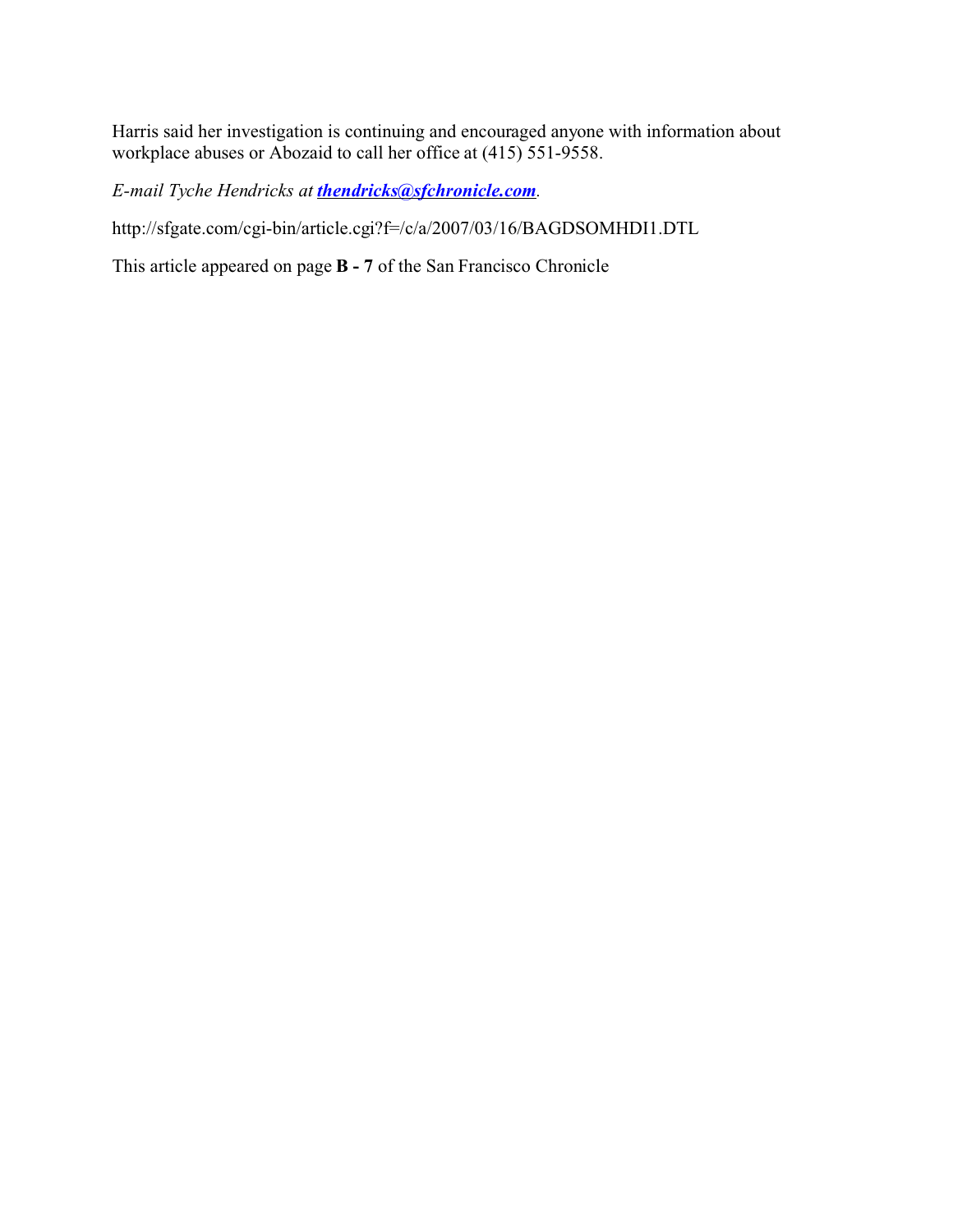Harris said her investigation is continuing and encouraged anyone with information about workplace abuses or Abozaid to call her office at (415) 551-9558.

*E-mail Tyche Hendricks at* ***thendricks@sfchronicle.com***.

http://sfgate.com/cgi-bin/article.cgi?f=/c/a/2007/03/16/BAGDSOMHDI1.DTL

This article appeared on page **B - 7** of the San Francisco Chronicle